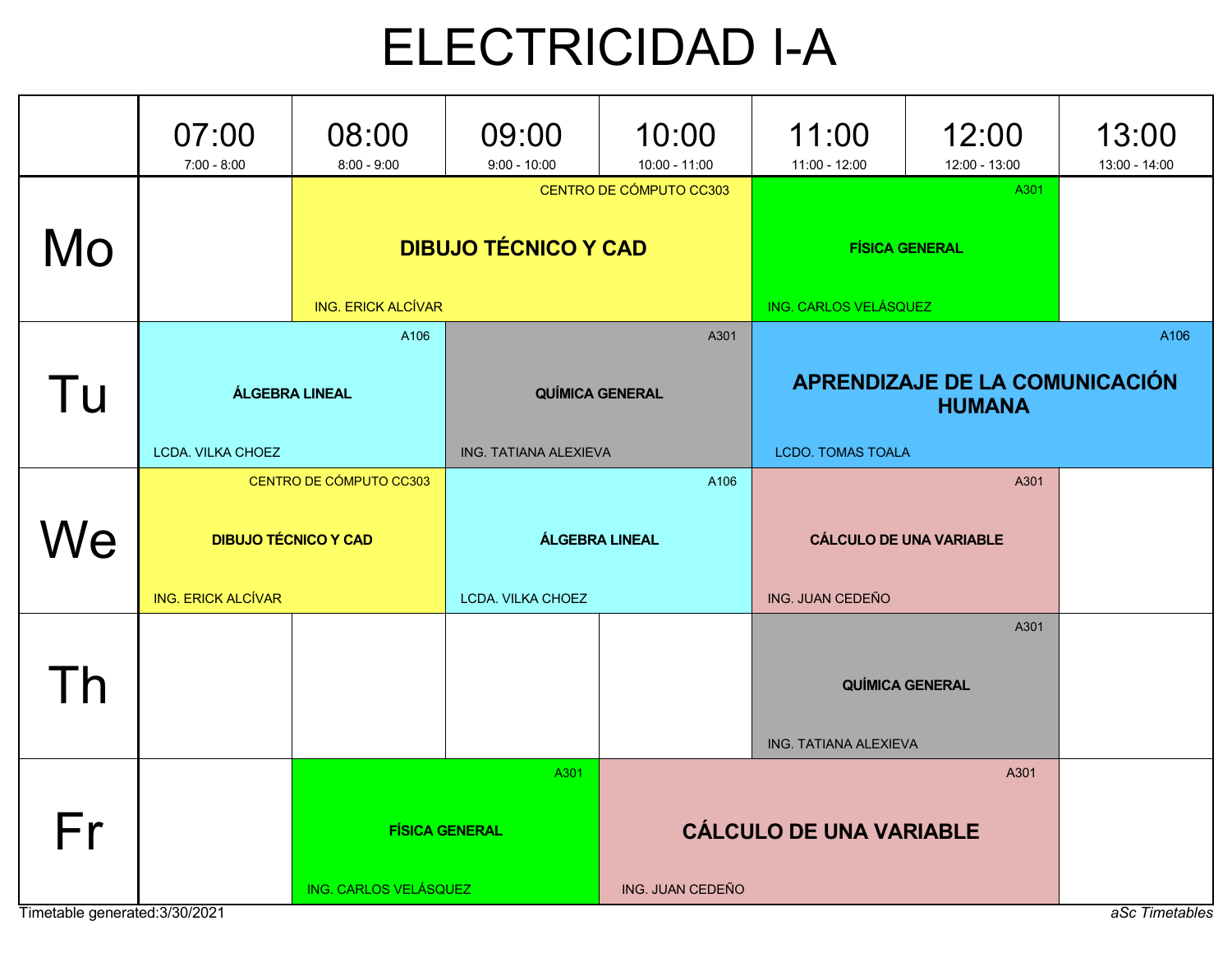# ELECTRICIDAD I-A

| | 07:00<br>7:00 - 8:00 | 08:00<br>8:00 - 9:00 | 09:00<br>9:00 - 10:00 | 10:00<br>10:00 - 11:00 | 11:00<br>11:00 - 12:00 | 12:00<br>12:00 - 13:00 | 13:00<br>13:00 - 14:00 |
|---|---|---|---|---|---|---|---|
| **Mo** | | CENTRO DE CÓMPUTO CC303<br>**DIBUJO TÉCNICO Y CAD**<br>ING. ERICK ALCÍVAR | | | A301<br>**FÍSICA GENERAL**<br>ING. CARLOS VELÁSQUEZ | | |
| **Tu** | A106<br>**ÁLGEBRA LINEAL**<br>LCDA. VILKA CHOEZ | | A301<br>**QUÍMICA GENERAL**<br>ING. TATIANA ALEXIEVA | | A106<br>**APRENDIZAJE DE LA COMUNICACIÓN HUMANA**<br>LCDO. TOMAS TOALA | | |
| **We** | CENTRO DE CÓMPUTO CC303<br>**DIBUJO TÉCNICO Y CAD**<br>ING. ERICK ALCÍVAR | | A106<br>**ÁLGEBRA LINEAL**<br>LCDA. VILKA CHOEZ | | A301<br>**CÁLCULO DE UNA VARIABLE**<br>ING. JUAN CEDEÑO | | |
| **Th** | | | | | A301<br>**QUÍMICA GENERAL**<br>ING. TATIANA ALEXIEVA | | |
| **Fr** | | A301<br>**FÍSICA GENERAL**<br>ING. CARLOS VELÁSQUEZ | | A301<br>**CÁLCULO DE UNA VARIABLE**<br>ING. JUAN CEDEÑO | | | |

Timetable generated:3/30/2021

*aSc Timetables*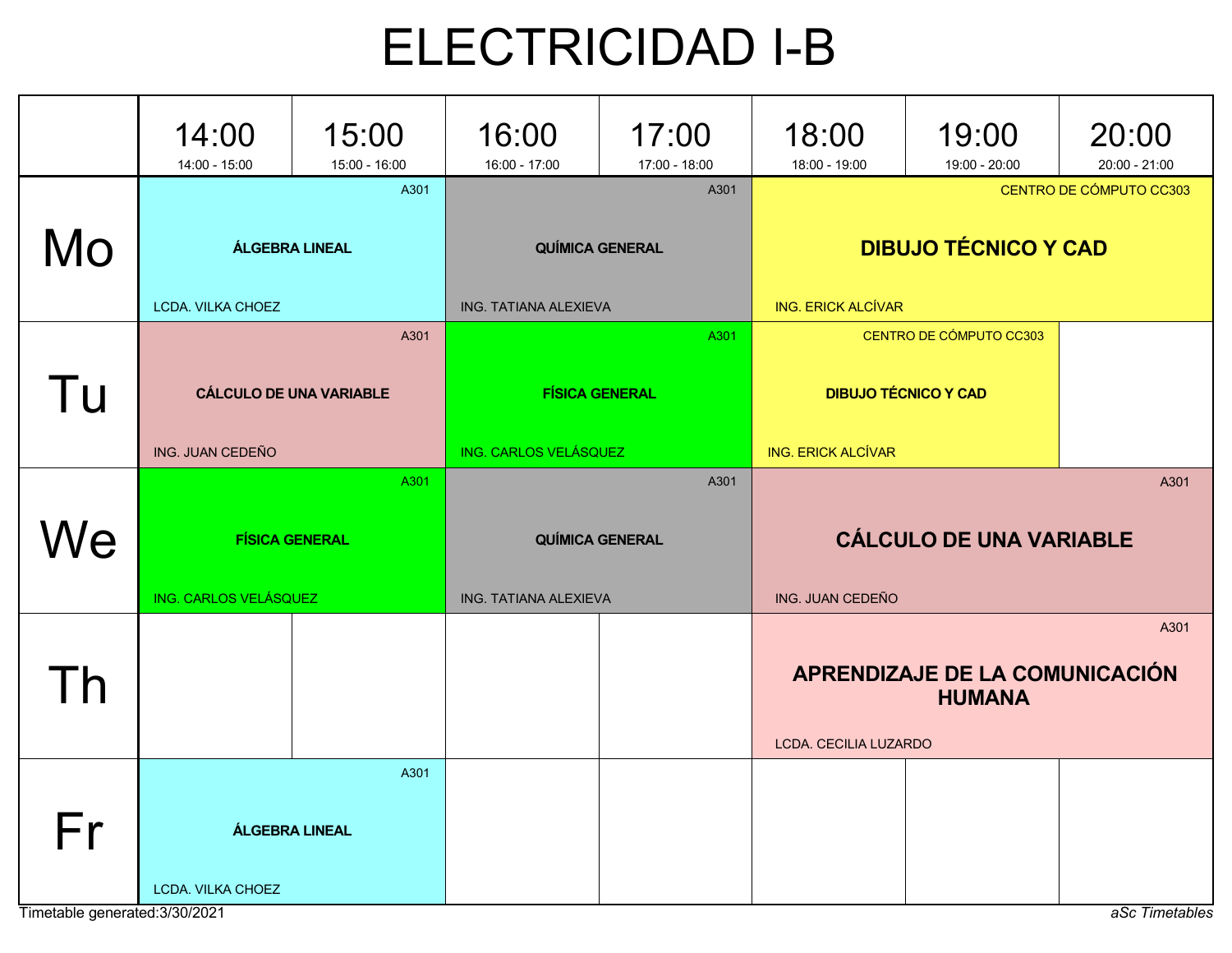# ELECTRICIDAD I-B

| | 14:00 (14:00 - 15:00) | 15:00 (15:00 - 16:00) | 16:00 (16:00 - 17:00) | 17:00 (17:00 - 18:00) | 18:00 (18:00 - 19:00) | 19:00 (19:00 - 20:00) | 20:00 (20:00 - 21:00) |
|---|---|---|---|---|---|---|---|
| Mo | **ÁLGEBRA LINEAL** A301 LCDA. VILKA CHOEZ | | **QUÍMICA GENERAL** A301 ING. TATIANA ALEXIEVA | | **DIBUJO TÉCNICO Y CAD** CENTRO DE CÓMPUTO CC303 ING. ERICK ALCÍVAR | | |
| Tu | **CÁLCULO DE UNA VARIABLE** A301 ING. JUAN CEDEÑO | | **FÍSICA GENERAL** A301 ING. CARLOS VELÁSQUEZ | | **DIBUJO TÉCNICO Y CAD** CENTRO DE CÓMPUTO CC303 ING. ERICK ALCÍVAR | | |
| We | **FÍSICA GENERAL** A301 ING. CARLOS VELÁSQUEZ | | **QUÍMICA GENERAL** A301 ING. TATIANA ALEXIEVA | | **CÁLCULO DE UNA VARIABLE** A301 ING. JUAN CEDEÑO | | |
| Th | | | | | **APRENDIZAJE DE LA COMUNICACIÓN HUMANA** A301 LCDA. CECILIA LUZARDO | | |
| Fr | **ÁLGEBRA LINEAL** A301 LCDA. VILKA CHOEZ | | | | | | |

Timetable generated:3/30/2021

*aSc Timetables*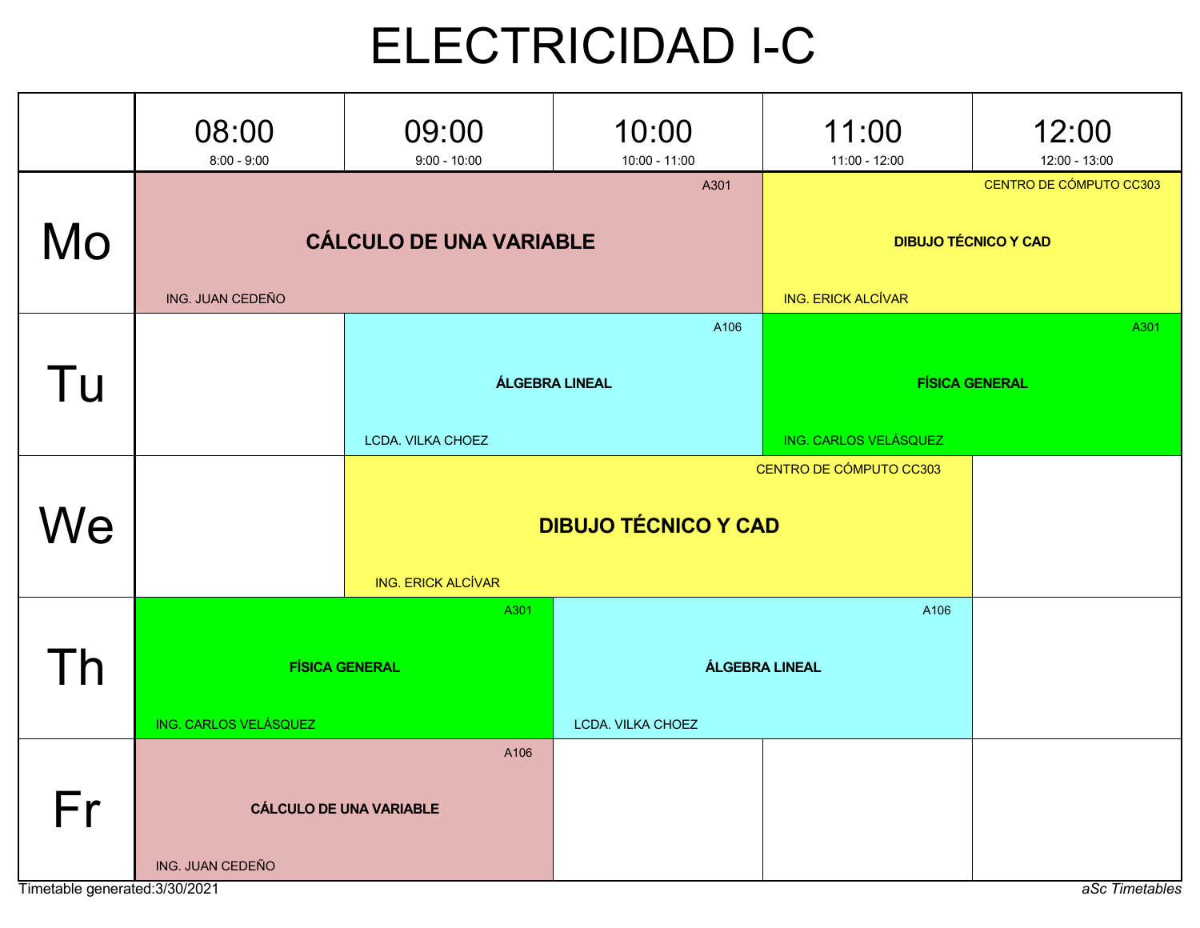# ELECTRICIDAD I-C

| | 08:00<br>8:00 - 9:00 | 09:00<br>9:00 - 10:00 | 10:00<br>10:00 - 11:00 | 11:00<br>11:00 - 12:00 | 12:00<br>12:00 - 13:00 |
|---|---|---|---|---|---|
| Mo | **CÁLCULO DE UNA VARIABLE**<br>A301<br>ING. JUAN CEDEÑO | | | **DIBUJO TÉCNICO Y CAD**<br>CENTRO DE CÓMPUTO CC303<br>ING. ERICK ALCÍVAR | |
| Tu | | **ÁLGEBRA LINEAL**<br>A106<br>LCDA. VILKA CHOEZ | | **FÍSICA GENERAL**<br>A301<br>ING. CARLOS VELÁSQUEZ | |
| We | | **DIBUJO TÉCNICO Y CAD**<br>CENTRO DE CÓMPUTO CC303<br>ING. ERICK ALCÍVAR | | | |
| Th | **FÍSICA GENERAL**<br>A301<br>ING. CARLOS VELÁSQUEZ | | **ÁLGEBRA LINEAL**<br>A106<br>LCDA. VILKA CHOEZ | | |
| Fr | **CÁLCULO DE UNA VARIABLE**<br>A106<br>ING. JUAN CEDEÑO | | | | |

Timetable generated:3/30/2021

*aSc Timetables*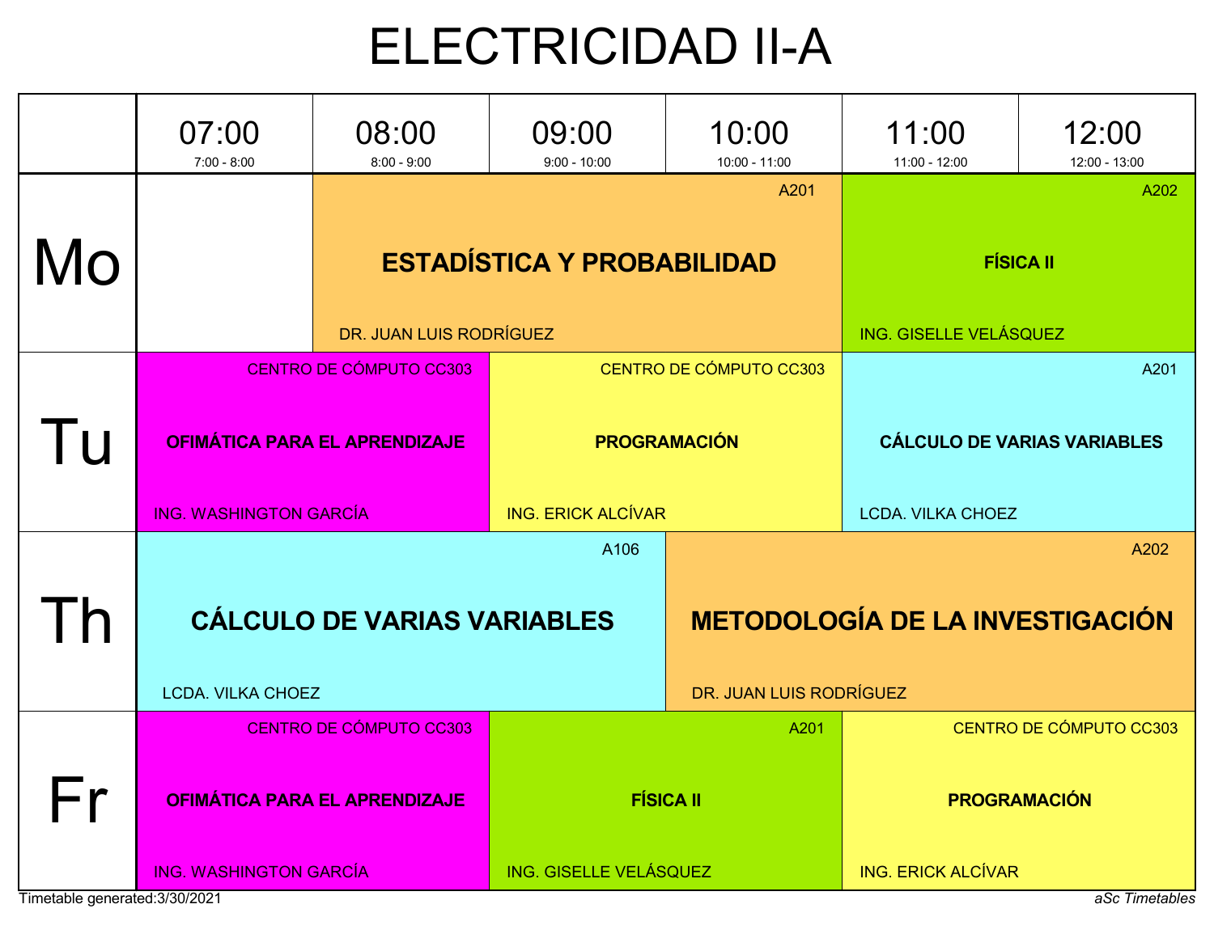# ELECTRICIDAD II-A

| | 07:00 (7:00 - 8:00) | 08:00 (8:00 - 9:00) | 09:00 (9:00 - 10:00) | 10:00 (10:00 - 11:00) | 11:00 (11:00 - 12:00) | 12:00 (12:00 - 13:00) |
|---|---|---|---|---|---|---|
| Mo | | **ESTADÍSTICA Y PROBABILIDAD** A201 DR. JUAN LUIS RODRÍGUEZ | | | **FÍSICA II** A202 ING. GISELLE VELÁSQUEZ | |
| Tu | **OFIMÁTICA PARA EL APRENDIZAJE** CENTRO DE CÓMPUTO CC303 ING. WASHINGTON GARCÍA | | **PROGRAMACIÓN** CENTRO DE CÓMPUTO CC303 ING. ERICK ALCÍVAR | | **CÁLCULO DE VARIAS VARIABLES** A201 LCDA. VILKA CHOEZ | |
| Th | **CÁLCULO DE VARIAS VARIABLES** A106 LCDA. VILKA CHOEZ | | | **METODOLOGÍA DE LA INVESTIGACIÓN** A202 DR. JUAN LUIS RODRÍGUEZ | | |
| Fr | **OFIMÁTICA PARA EL APRENDIZAJE** CENTRO DE CÓMPUTO CC303 ING. WASHINGTON GARCÍA | | **FÍSICA II** A201 ING. GISELLE VELÁSQUEZ | | **PROGRAMACIÓN** CENTRO DE CÓMPUTO CC303 ING. ERICK ALCÍVAR | |

Timetable generated:3/30/2021

*aSc Timetables*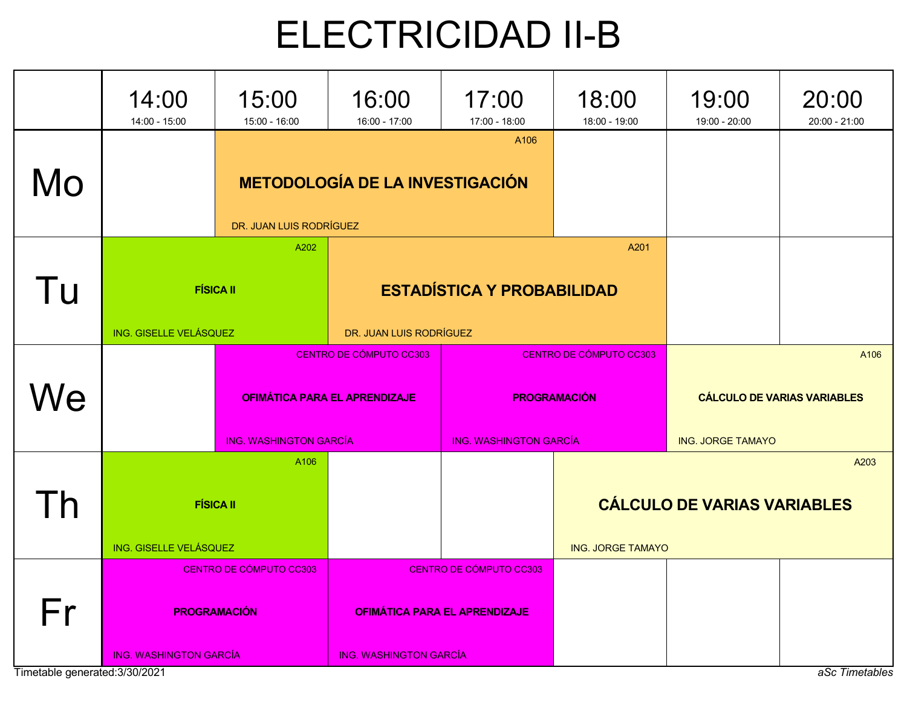# ELECTRICIDAD II-B

| | 14:00<br>14:00 - 15:00 | 15:00<br>15:00 - 16:00 | 16:00<br>16:00 - 17:00 | 17:00<br>17:00 - 18:00 | 18:00<br>18:00 - 19:00 | 19:00<br>19:00 - 20:00 | 20:00<br>20:00 - 21:00 |
|---|---|---|---|---|---|---|---|
| **Mo** | | A106<br>**METODOLOGÍA DE LA INVESTIGACIÓN**<br>DR. JUAN LUIS RODRÍGUEZ | | | | | |
| **Tu** | A202<br>**FÍSICA II**<br>ING. GISELLE VELÁSQUEZ | | A201<br>**ESTADÍSTICA Y PROBABILIDAD**<br>DR. JUAN LUIS RODRÍGUEZ | | | | |
| **We** | | CENTRO DE CÓMPUTO CC303<br>**OFIMÁTICA PARA EL APRENDIZAJE**<br>ING. WASHINGTON GARCÍA | | CENTRO DE CÓMPUTO CC303<br>**PROGRAMACIÓN**<br>ING. WASHINGTON GARCÍA | | A106<br>**CÁLCULO DE VARIAS VARIABLES**<br>ING. JORGE TAMAYO | |
| **Th** | A106<br>**FÍSICA II**<br>ING. GISELLE VELÁSQUEZ | | | | A203<br>**CÁLCULO DE VARIAS VARIABLES**<br>ING. JORGE TAMAYO | | |
| **Fr** | CENTRO DE CÓMPUTO CC303<br>**PROGRAMACIÓN**<br>ING. WASHINGTON GARCÍA | | CENTRO DE CÓMPUTO CC303<br>**OFIMÁTICA PARA EL APRENDIZAJE**<br>ING. WASHINGTON GARCÍA | | | | |

Timetable generated:3/30/2021

*aSc Timetables*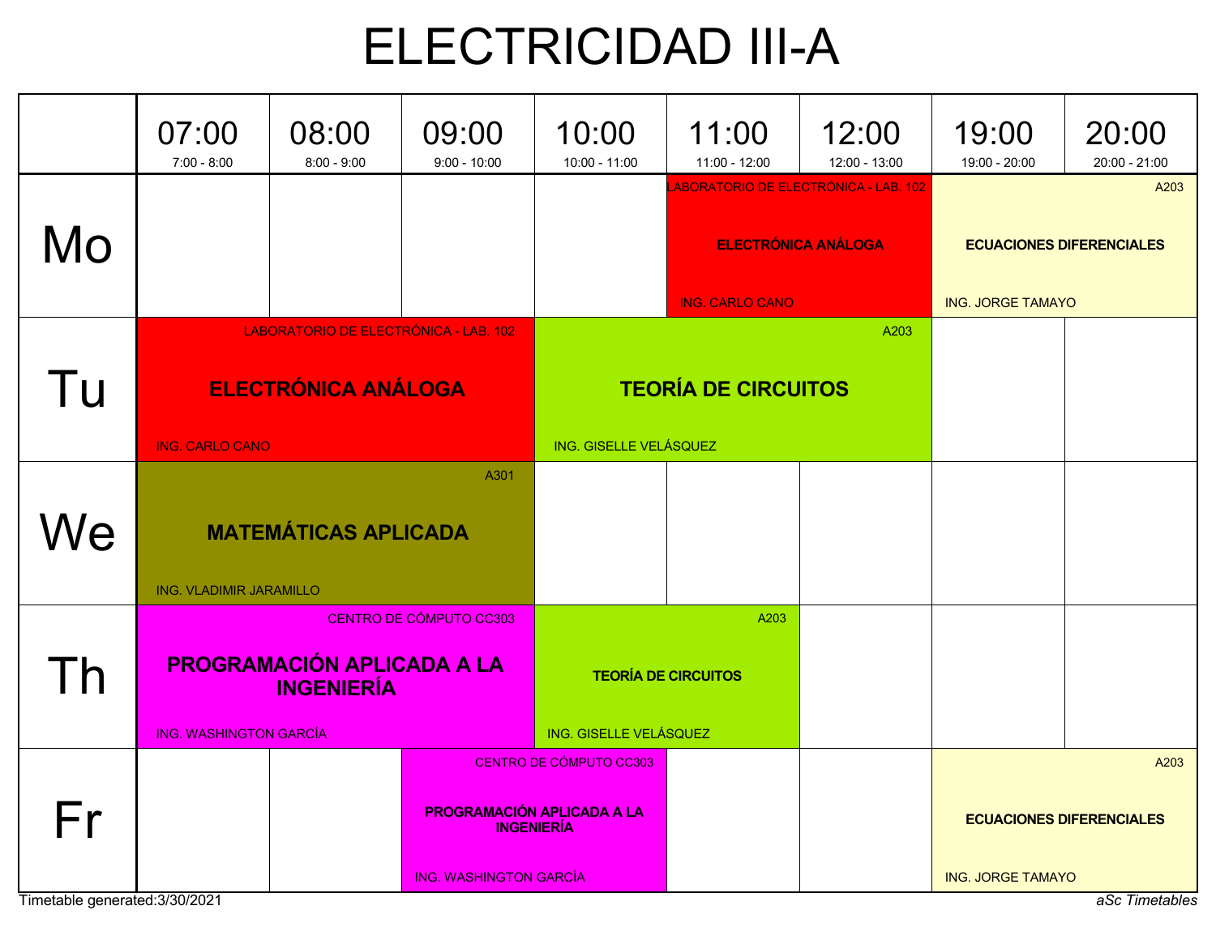# ELECTRICIDAD III-A

| | 07:00<br>7:00 - 8:00 | 08:00<br>8:00 - 9:00 | 09:00<br>9:00 - 10:00 | 10:00<br>10:00 - 11:00 | 11:00<br>11:00 - 12:00 | 12:00<br>12:00 - 13:00 | 19:00<br>19:00 - 20:00 | 20:00<br>20:00 - 21:00 |
|---|---|---|---|---|---|---|---|---|
| **Mo** | | | | | LABORATORIO DE ELECTRÓNICA - LAB. 102<br>**ELECTRÓNICA ANÁLOGA**<br>ING. CARLO CANO | | A203<br>**ECUACIONES DIFERENCIALES**<br>ING. JORGE TAMAYO | |
| **Tu** | LABORATORIO DE ELECTRÓNICA - LAB. 102<br>**ELECTRÓNICA ANÁLOGA**<br>ING. CARLO CANO | | | A203<br>**TEORÍA DE CIRCUITOS**<br>ING. GISELLE VELÁSQUEZ | | | | |
| **We** | A301<br>**MATEMÁTICAS APLICADA**<br>ING. VLADIMIR JARAMILLO | | | | | | | |
| **Th** | CENTRO DE CÓMPUTO CC303<br>**PROGRAMACIÓN APLICADA A LA INGENIERÍA**<br>ING. WASHINGTON GARCÍA | | | A203<br>**TEORÍA DE CIRCUITOS**<br>ING. GISELLE VELÁSQUEZ | | | | |
| **Fr** | | | CENTRO DE CÓMPUTO CC303<br>**PROGRAMACIÓN APLICADA A LA INGENIERÍA**<br>ING. WASHINGTON GARCÍA | | | | A203<br>**ECUACIONES DIFERENCIALES**<br>ING. JORGE TAMAYO | |

Timetable generated:3/30/2021

*aSc Timetables*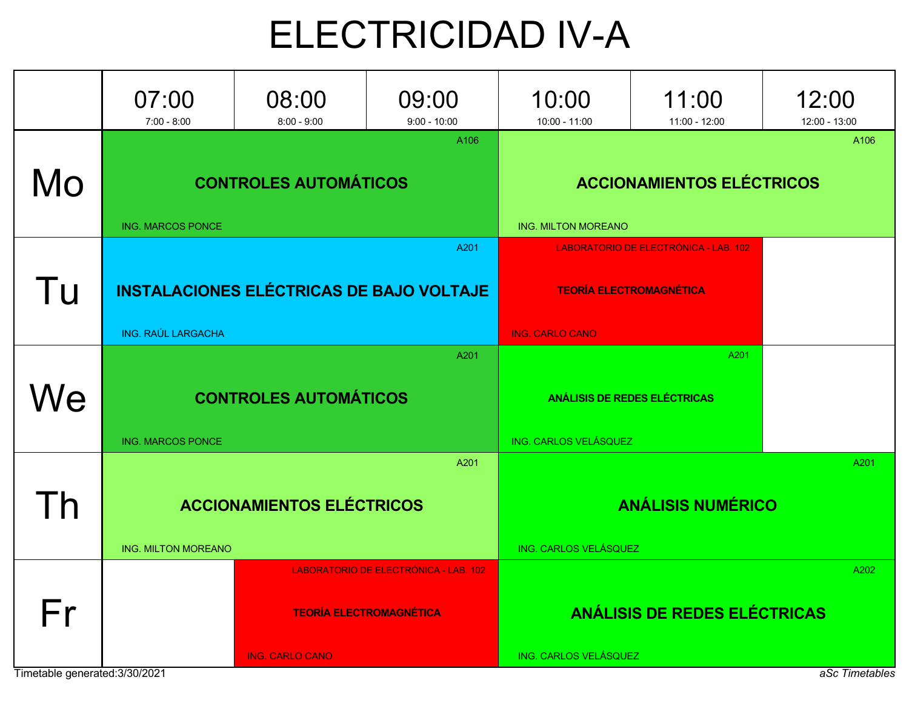# ELECTRICIDAD IV-A

| | 07:00<br>7:00 - 8:00 | 08:00<br>8:00 - 9:00 | 09:00<br>9:00 - 10:00 | 10:00<br>10:00 - 11:00 | 11:00<br>11:00 - 12:00 | 12:00<br>12:00 - 13:00 |
|---|---|---|---|---|---|---|
| Mo | A106<br>**CONTROLES AUTOMÁTICOS**<br>ING. MARCOS PONCE | | | A106<br>**ACCIONAMIENTOS ELÉCTRICOS**<br>ING. MILTON MOREANO | | |
| Tu | A201<br>**INSTALACIONES ELÉCTRICAS DE BAJO VOLTAJE**<br>ING. RAÚL LARGACHA | | | LABORATORIO DE ELECTRÓNICA - LAB. 102<br>**TEORÍA ELECTROMAGNÉTICA**<br>ING. CARLO CANO | | |
| We | A201<br>**CONTROLES AUTOMÁTICOS**<br>ING. MARCOS PONCE | | | A201<br>**ANÁLISIS DE REDES ELÉCTRICAS**<br>ING. CARLOS VELÁSQUEZ | | |
| Th | A201<br>**ACCIONAMIENTOS ELÉCTRICOS**<br>ING. MILTON MOREANO | | | A201<br>**ANÁLISIS NUMÉRICO**<br>ING. CARLOS VELÁSQUEZ | | |
| Fr | | LABORATORIO DE ELECTRÓNICA - LAB. 102<br>**TEORÍA ELECTROMAGNÉTICA**<br>ING. CARLO CANO | | A202<br>**ANÁLISIS DE REDES ELÉCTRICAS**<br>ING. CARLOS VELÁSQUEZ | | |

Timetable generated:3/30/2021

*aSc Timetables*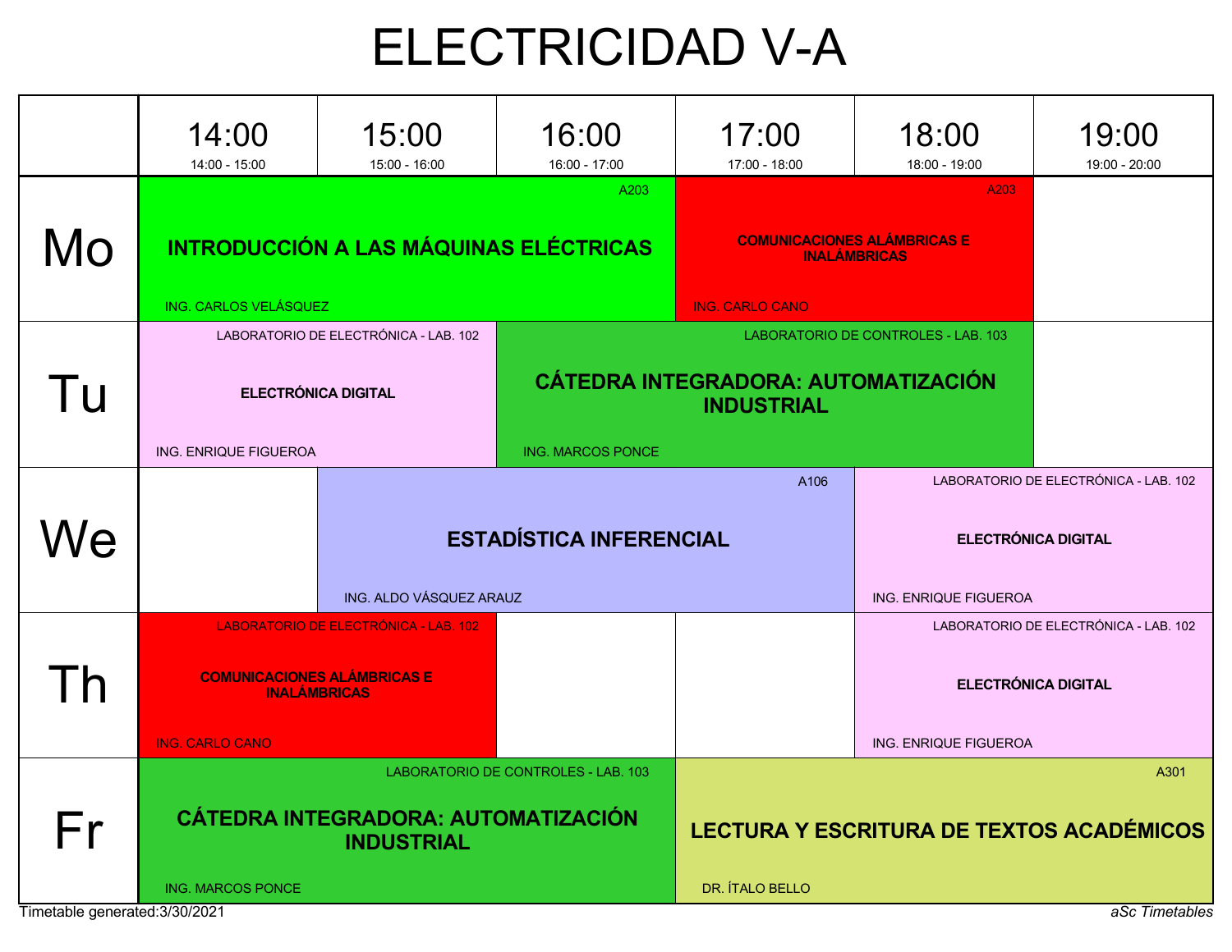# ELECTRICIDAD V-A

| | 14:00<br>14:00 - 15:00 | 15:00<br>15:00 - 16:00 | 16:00<br>16:00 - 17:00 | 17:00<br>17:00 - 18:00 | 18:00<br>18:00 - 19:00 | 19:00<br>19:00 - 20:00 |
|---|---|---|---|---|---|---|
| Mo | A203<br>**INTRODUCCIÓN A LAS MÁQUINAS ELÉCTRICAS**<br>ING. CARLOS VELÁSQUEZ | | | A203<br>**COMUNICACIONES ALÁMBRICAS E INALÁMBRICAS**<br>ING. CARLO CANO | | |
| Tu | LABORATORIO DE ELECTRÓNICA - LAB. 102<br>**ELECTRÓNICA DIGITAL**<br>ING. ENRIQUE FIGUEROA | | LABORATORIO DE CONTROLES - LAB. 103<br>**CÁTEDRA INTEGRADORA: AUTOMATIZACIÓN INDUSTRIAL**<br>ING. MARCOS PONCE | | | |
| We | | A106<br>**ESTADÍSTICA INFERENCIAL**<br>ING. ALDO VÁSQUEZ ARAUZ | | | LABORATORIO DE ELECTRÓNICA - LAB. 102<br>**ELECTRÓNICA DIGITAL**<br>ING. ENRIQUE FIGUEROA | |
| Th | LABORATORIO DE ELECTRÓNICA - LAB. 102<br>**COMUNICACIONES ALÁMBRICAS E INALÁMBRICAS**<br>ING. CARLO CANO | | | | LABORATORIO DE ELECTRÓNICA - LAB. 102<br>**ELECTRÓNICA DIGITAL**<br>ING. ENRIQUE FIGUEROA | |
| Fr | LABORATORIO DE CONTROLES - LAB. 103<br>**CÁTEDRA INTEGRADORA: AUTOMATIZACIÓN INDUSTRIAL**<br>ING. MARCOS PONCE | | | A301<br>**LECTURA Y ESCRITURA DE TEXTOS ACADÉMICOS**<br>DR. ÍTALO BELLO | | |

Timetable generated:3/30/2021

*aSc Timetables*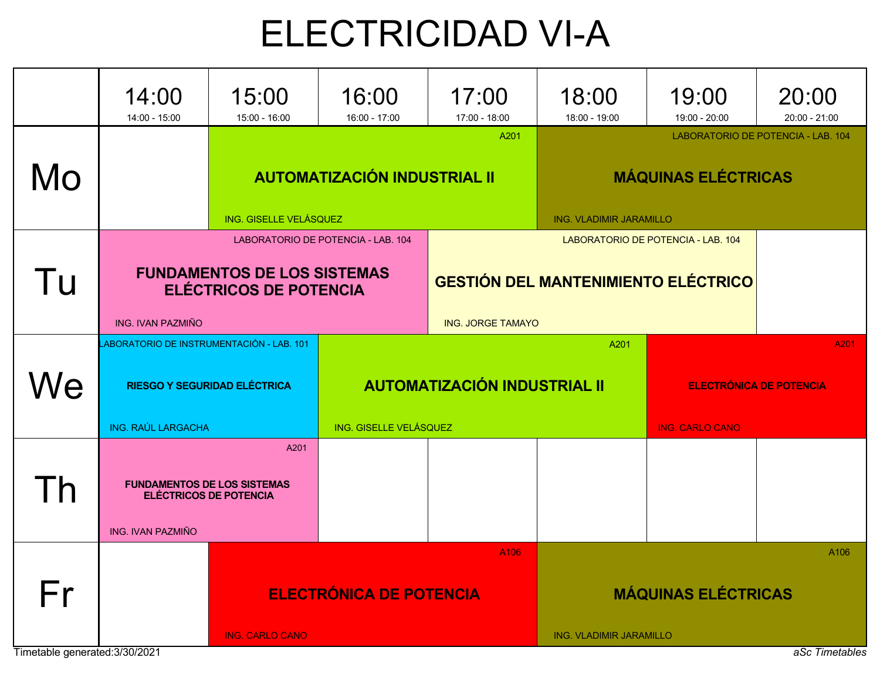# ELECTRICIDAD VI-A

| | 14:00<br>14:00 - 15:00 | 15:00<br>15:00 - 16:00 | 16:00<br>16:00 - 17:00 | 17:00<br>17:00 - 18:00 | 18:00<br>18:00 - 19:00 | 19:00<br>19:00 - 20:00 | 20:00<br>20:00 - 21:00 |
|---|---|---|---|---|---|---|---|
| Mo | | **AUTOMATIZACIÓN INDUSTRIAL II**<br>A201<br>ING. GISELLE VELÁSQUEZ | | | **MÁQUINAS ELÉCTRICAS**<br>LABORATORIO DE POTENCIA - LAB. 104<br>ING. VLADIMIR JARAMILLO | | |
| Tu | **FUNDAMENTOS DE LOS SISTEMAS ELÉCTRICOS DE POTENCIA**<br>LABORATORIO DE POTENCIA - LAB. 104<br>ING. IVAN PAZMIÑO | | | **GESTIÓN DEL MANTENIMIENTO ELÉCTRICO**<br>LABORATORIO DE POTENCIA - LAB. 104<br>ING. JORGE TAMAYO | | | |
| We | **RIESGO Y SEGURIDAD ELÉCTRICA**<br>LABORATORIO DE INSTRUMENTACIÓN - LAB. 101<br>ING. RAÚL LARGACHA | | **AUTOMATIZACIÓN INDUSTRIAL II**<br>A201<br>ING. GISELLE VELÁSQUEZ | | | **ELECTRÓNICA DE POTENCIA**<br>A201<br>ING. CARLO CANO | |
| Th | **FUNDAMENTOS DE LOS SISTEMAS ELÉCTRICOS DE POTENCIA**<br>A201<br>ING. IVAN PAZMIÑO | | | | | | |
| Fr | | **ELECTRÓNICA DE POTENCIA**<br>A106<br>ING. CARLO CANO | | | **MÁQUINAS ELÉCTRICAS**<br>A106<br>ING. VLADIMIR JARAMILLO | | |

Timetable generated:3/30/2021

*aSc Timetables*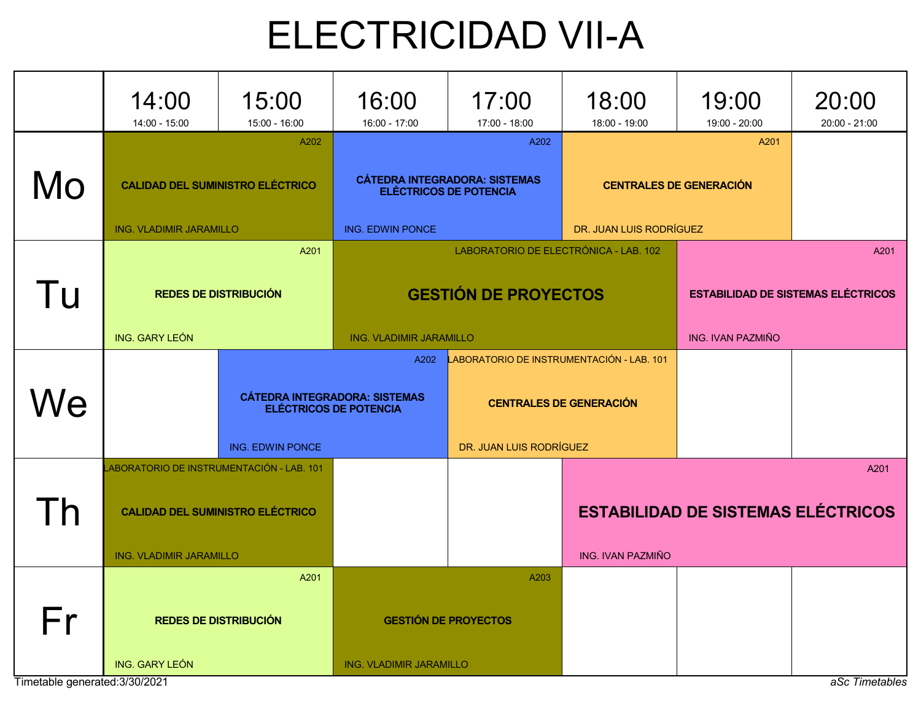# ELECTRICIDAD VII-A

| | 14:00<br>14:00 - 15:00 | 15:00<br>15:00 - 16:00 | 16:00<br>16:00 - 17:00 | 17:00<br>17:00 - 18:00 | 18:00<br>18:00 - 19:00 | 19:00<br>19:00 - 20:00 | 20:00<br>20:00 - 21:00 |
|---|---|---|---|---|---|---|---|
| **Mo** | **CALIDAD DEL SUMINISTRO ELÉCTRICO**<br>A202<br>ING. VLADIMIR JARAMILLO | | **CÁTEDRA INTEGRADORA: SISTEMAS ELÉCTRICOS DE POTENCIA**<br>A202<br>ING. EDWIN PONCE | | **CENTRALES DE GENERACIÓN**<br>A201<br>DR. JUAN LUIS RODRÍGUEZ | | |
| **Tu** | **REDES DE DISTRIBUCIÓN**<br>A201<br>ING. GARY LEÓN | | **GESTIÓN DE PROYECTOS**<br>LABORATORIO DE ELECTRÓNICA - LAB. 102<br>ING. VLADIMIR JARAMILLO | | | **ESTABILIDAD DE SISTEMAS ELÉCTRICOS**<br>A201<br>ING. IVAN PAZMIÑO | |
| **We** | | **CÁTEDRA INTEGRADORA: SISTEMAS ELÉCTRICOS DE POTENCIA**<br>A202<br>ING. EDWIN PONCE | | **CENTRALES DE GENERACIÓN**<br>LABORATORIO DE INSTRUMENTACIÓN - LAB. 101<br>DR. JUAN LUIS RODRÍGUEZ | | | |
| **Th** | **CALIDAD DEL SUMINISTRO ELÉCTRICO**<br>LABORATORIO DE INSTRUMENTACIÓN - LAB. 101<br>ING. VLADIMIR JARAMILLO | | | | **ESTABILIDAD DE SISTEMAS ELÉCTRICOS**<br>A201<br>ING. IVAN PAZMIÑO | | |
| **Fr** | **REDES DE DISTRIBUCIÓN**<br>A201<br>ING. GARY LEÓN | | **GESTIÓN DE PROYECTOS**<br>A203<br>ING. VLADIMIR JARAMILLO | | | | |

Timetable generated:3/30/2021

*aSc Timetables*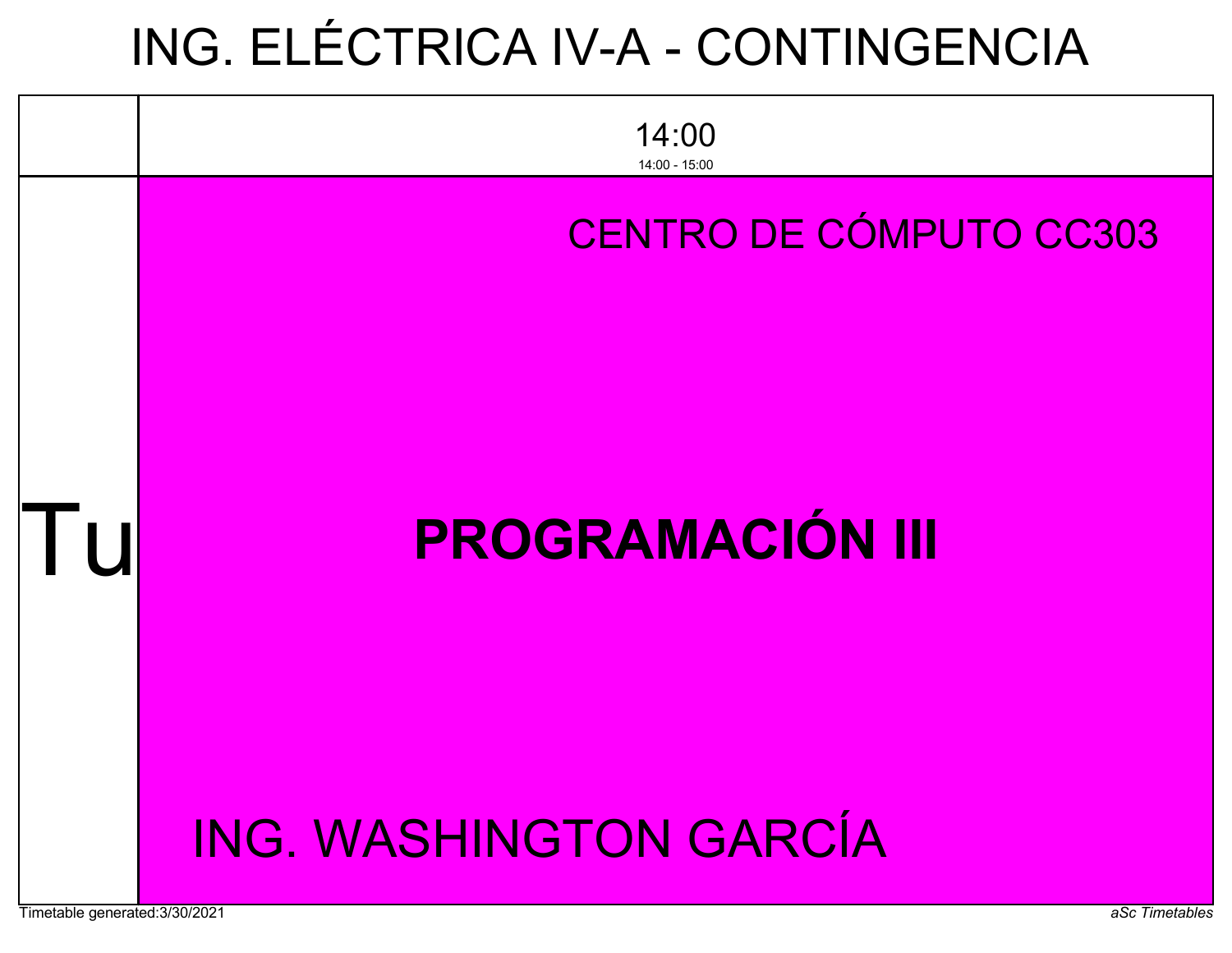# ING. ELÉCTRICA IV-A - CONTINGENCIA

| | 14:00<br>14:00 - 15:00 |
|---|---|
| Tu | CENTRO DE CÓMPUTO CC303<br>**PROGRAMACIÓN III**<br>ING. WASHINGTON GARCÍA |

Timetable generated:3/30/2021

*aSc Timetables*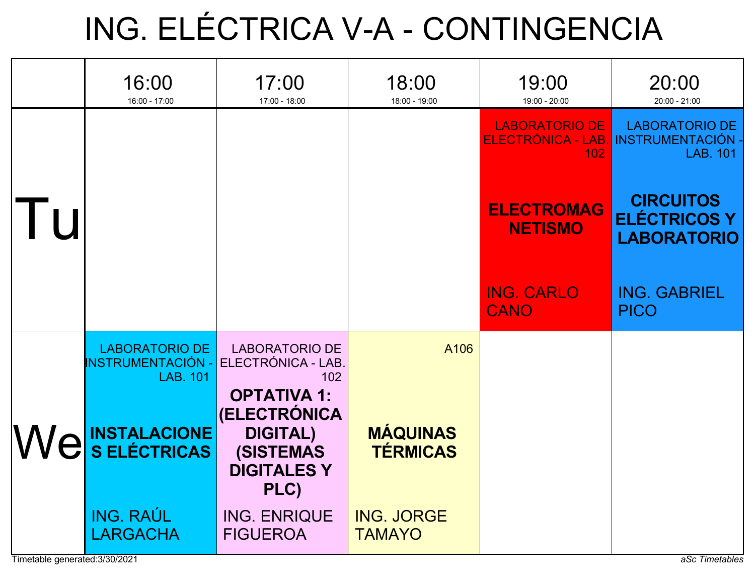# ING. ELÉCTRICA V-A - CONTINGENCIA

| | 16:00<br>16:00 - 17:00 | 17:00<br>17:00 - 18:00 | 18:00<br>18:00 - 19:00 | 19:00<br>19:00 - 20:00 | 20:00<br>20:00 - 21:00 |
|---|---|---|---|---|---|
| Tu | | | | LABORATORIO DE ELECTRÓNICA - LAB. 102<br>**ELECTROMAGNETISMO**<br>ING. CARLO CANO | LABORATORIO DE INSTRUMENTACIÓN - LAB. 101<br>**CIRCUITOS ELÉCTRICOS Y LABORATORIO**<br>ING. GABRIEL PICO |
| We | LABORATORIO DE INSTRUMENTACIÓN - LAB. 101<br>**INSTALACIONES ELÉCTRICAS**<br>ING. RAÚL LARGACHA | LABORATORIO DE ELECTRÓNICA - LAB. 102<br>**OPTATIVA 1: (ELECTRÓNICA DIGITAL) (SISTEMAS DIGITALES Y PLC)**<br>ING. ENRIQUE FIGUEROA | A106<br>**MÁQUINAS TÉRMICAS**<br>ING. JORGE TAMAYO | | |

Timetable generated:3/30/2021

*aSc Timetables*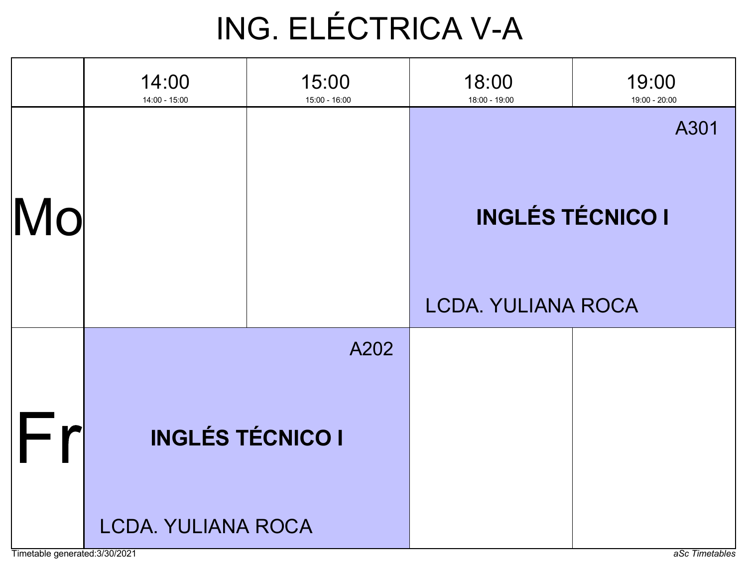# ING. ELÉCTRICA V-A

| | 14:00<br>14:00 - 15:00 | 15:00<br>15:00 - 16:00 | 18:00<br>18:00 - 19:00 | 19:00<br>19:00 - 20:00 |
|---|---|---|---|---|
| Mo | | | A301<br>**INGLÉS TÉCNICO I**<br>LCDA. YULIANA ROCA | |
| Fr | A202<br>**INGLÉS TÉCNICO I**<br>LCDA. YULIANA ROCA | | | |

Timetable generated:3/30/2021

*aSc Timetables*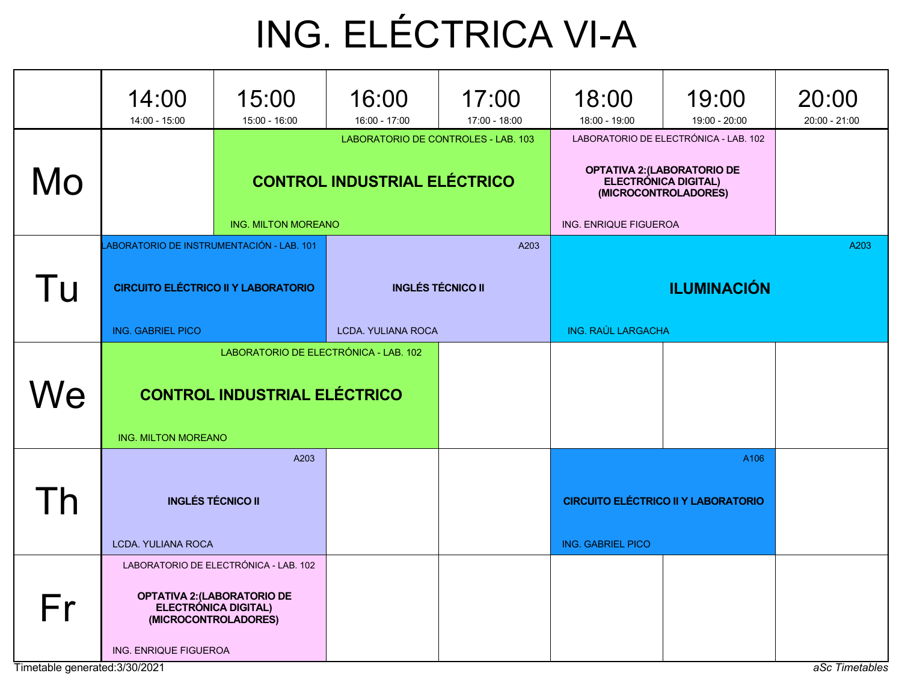# ING. ELÉCTRICA VI-A

| | 14:00<br>14:00 - 15:00 | 15:00<br>15:00 - 16:00 | 16:00<br>16:00 - 17:00 | 17:00<br>17:00 - 18:00 | 18:00<br>18:00 - 19:00 | 19:00<br>19:00 - 20:00 | 20:00<br>20:00 - 21:00 |
|---|---|---|---|---|---|---|---|
| Mo | | LABORATORIO DE CONTROLES - LAB. 103<br>**CONTROL INDUSTRIAL ELÉCTRICO**<br>ING. MILTON MOREANO | | | LABORATORIO DE ELECTRÓNICA - LAB. 102<br>**OPTATIVA 2:(LABORATORIO DE ELECTRÓNICA DIGITAL) (MICROCONTROLADORES)**<br>ING. ENRIQUE FIGUEROA | | |
| Tu | LABORATORIO DE INSTRUMENTACIÓN - LAB. 101<br>**CIRCUITO ELÉCTRICO II Y LABORATORIO**<br>ING. GABRIEL PICO | | A203<br>**INGLÉS TÉCNICO II**<br>LCDA. YULIANA ROCA | | A203<br>**ILUMINACIÓN**<br>ING. RAÚL LARGACHA | | |
| We | LABORATORIO DE ELECTRÓNICA - LAB. 102<br>**CONTROL INDUSTRIAL ELÉCTRICO**<br>ING. MILTON MOREANO | | | | | | |
| Th | A203<br>**INGLÉS TÉCNICO II**<br>LCDA. YULIANA ROCA | | | | A106<br>**CIRCUITO ELÉCTRICO II Y LABORATORIO**<br>ING. GABRIEL PICO | | |
| Fr | LABORATORIO DE ELECTRÓNICA - LAB. 102<br>**OPTATIVA 2:(LABORATORIO DE ELECTRÓNICA DIGITAL) (MICROCONTROLADORES)**<br>ING. ENRIQUE FIGUEROA | | | | | | |

Timetable generated:3/30/2021

*aSc Timetables*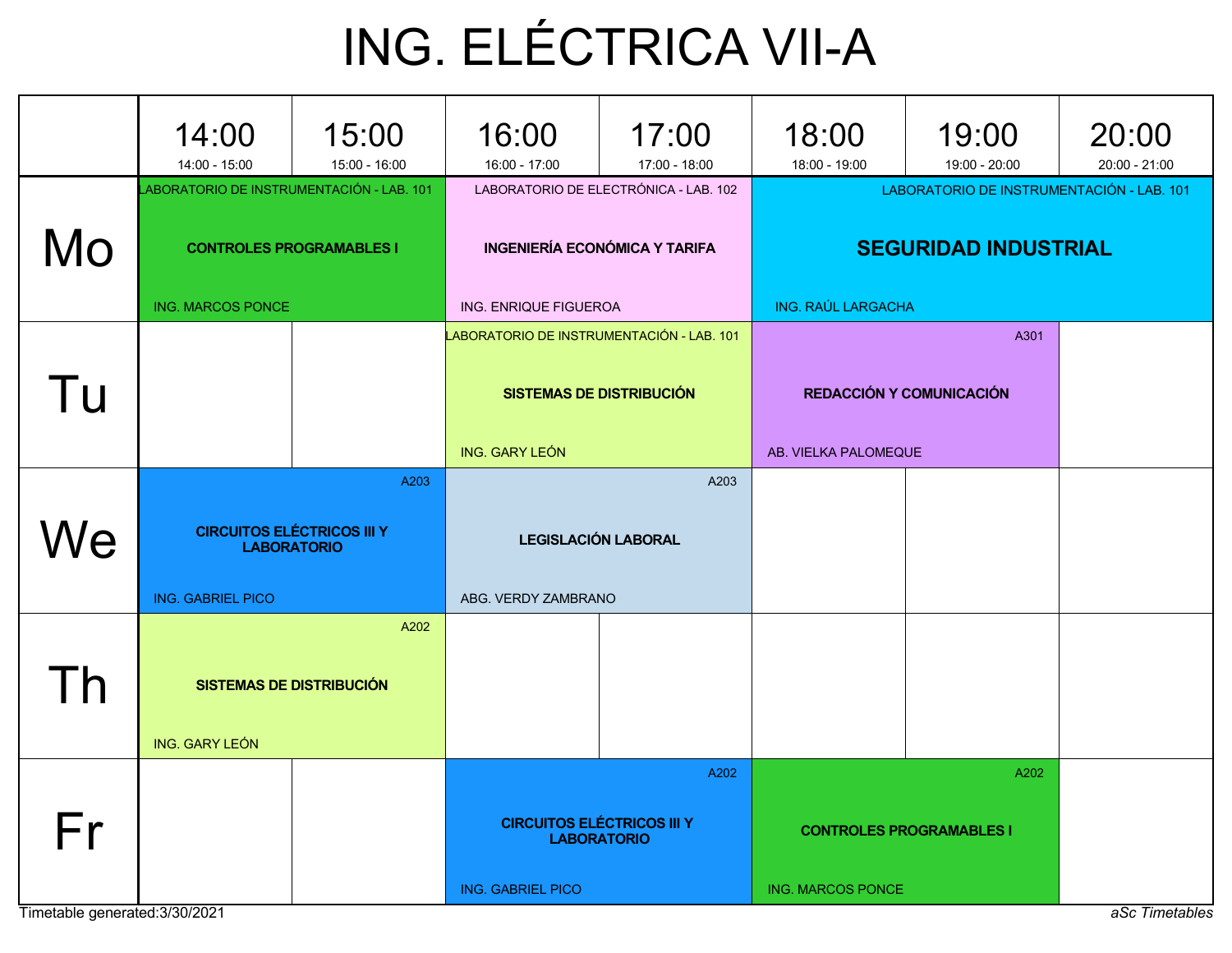# ING. ELÉCTRICA VII-A

| | 14:00<br>14:00 - 15:00 | 15:00<br>15:00 - 16:00 | 16:00<br>16:00 - 17:00 | 17:00<br>17:00 - 18:00 | 18:00<br>18:00 - 19:00 | 19:00<br>19:00 - 20:00 | 20:00<br>20:00 - 21:00 |
|---|---|---|---|---|---|---|---|
| **Mo** | LABORATORIO DE INSTRUMENTACIÓN - LAB. 101<br>**CONTROLES PROGRAMABLES I**<br>ING. MARCOS PONCE | | LABORATORIO DE ELECTRÓNICA - LAB. 102<br>**INGENIERÍA ECONÓMICA Y TARIFA**<br>ING. ENRIQUE FIGUEROA | | LABORATORIO DE INSTRUMENTACIÓN - LAB. 101<br>**SEGURIDAD INDUSTRIAL**<br>ING. RAÚL LARGACHA | | |
| **Tu** | | | LABORATORIO DE INSTRUMENTACIÓN - LAB. 101<br>**SISTEMAS DE DISTRIBUCIÓN**<br>ING. GARY LEÓN | | A301<br>**REDACCIÓN Y COMUNICACIÓN**<br>AB. VIELKA PALOMEQUE | | |
| **We** | A203<br>**CIRCUITOS ELÉCTRICOS III Y LABORATORIO**<br>ING. GABRIEL PICO | | A203<br>**LEGISLACIÓN LABORAL**<br>ABG. VERDY ZAMBRANO | | | | |
| **Th** | A202<br>**SISTEMAS DE DISTRIBUCIÓN**<br>ING. GARY LEÓN | | | | | | |
| **Fr** | | | A202<br>**CIRCUITOS ELÉCTRICOS III Y LABORATORIO**<br>ING. GABRIEL PICO | | A202<br>**CONTROLES PROGRAMABLES I**<br>ING. MARCOS PONCE | | |

Timetable generated:3/30/2021

*aSc Timetables*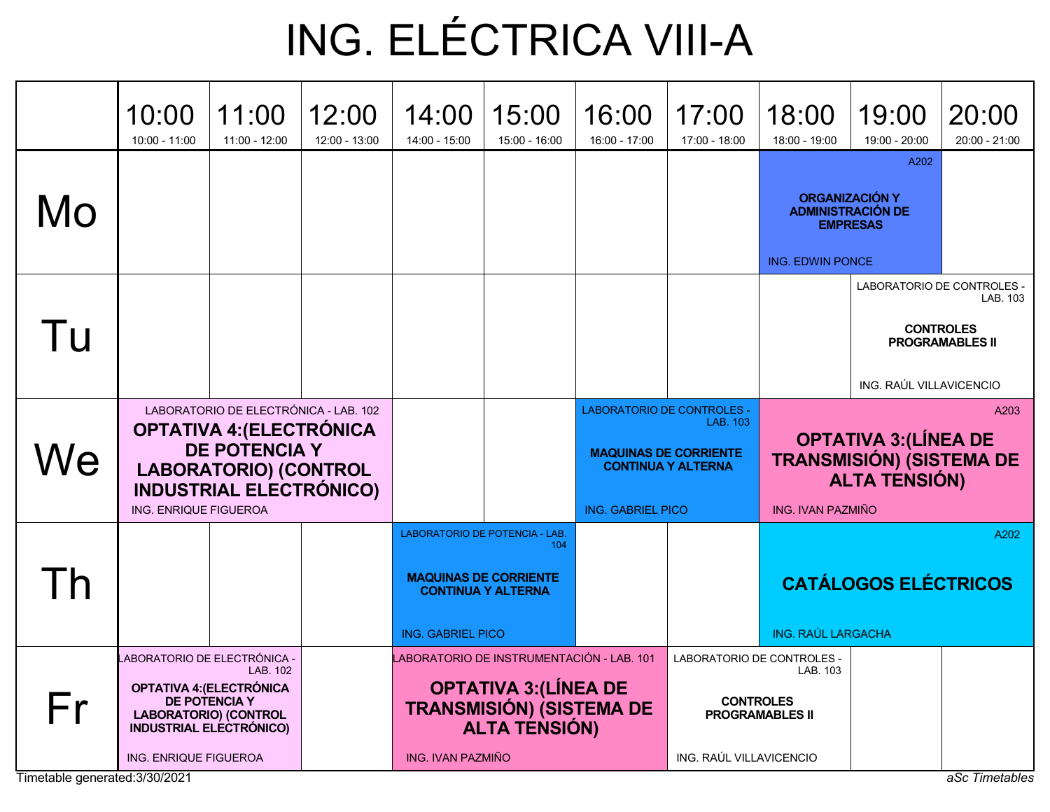# ING. ELÉCTRICA VIII-A

| | 10:00<br>10:00 - 11:00 | 11:00<br>11:00 - 12:00 | 12:00<br>12:00 - 13:00 | 14:00<br>14:00 - 15:00 | 15:00<br>15:00 - 16:00 | 16:00<br>16:00 - 17:00 | 17:00<br>17:00 - 18:00 | 18:00<br>18:00 - 19:00 | 19:00<br>19:00 - 20:00 | 20:00<br>20:00 - 21:00 |
|---|---|---|---|---|---|---|---|---|---|---|
| Mo | | | | | | | | A202<br>**ORGANIZACIÓN Y ADMINISTRACIÓN DE EMPRESAS**<br>ING. EDWIN PONCE | | |
| Tu | | | | | | | | | LABORATORIO DE CONTROLES - LAB. 103<br>**CONTROLES PROGRAMABLES II**<br>ING. RAÚL VILLAVICENCIO | |
| We | LABORATORIO DE ELECTRÓNICA - LAB. 102<br>**OPTATIVA 4:(ELECTRÓNICA DE POTENCIA Y LABORATORIO) (CONTROL INDUSTRIAL ELECTRÓNICO)**<br>ING. ENRIQUE FIGUEROA | | | | | LABORATORIO DE CONTROLES - LAB. 103<br>**MAQUINAS DE CORRIENTE CONTINUA Y ALTERNA**<br>ING. GABRIEL PICO | | A203<br>**OPTATIVA 3:(LÍNEA DE TRANSMISIÓN) (SISTEMA DE ALTA TENSIÓN)**<br>ING. IVAN PAZMIÑO | | |
| Th | | | | LABORATORIO DE POTENCIA - LAB. 104<br>**MAQUINAS DE CORRIENTE CONTINUA Y ALTERNA**<br>ING. GABRIEL PICO | | | | A202<br>**CATÁLOGOS ELÉCTRICOS**<br>ING. RAÚL LARGACHA | | |
| Fr | LABORATORIO DE ELECTRÓNICA - LAB. 102<br>**OPTATIVA 4:(ELECTRÓNICA DE POTENCIA Y LABORATORIO) (CONTROL INDUSTRIAL ELECTRÓNICO)**<br>ING. ENRIQUE FIGUEROA | | | LABORATORIO DE INSTRUMENTACIÓN - LAB. 101<br>**OPTATIVA 3:(LÍNEA DE TRANSMISIÓN) (SISTEMA DE ALTA TENSIÓN)**<br>ING. IVAN PAZMIÑO | | | LABORATORIO DE CONTROLES - LAB. 103<br>**CONTROLES PROGRAMABLES II**<br>ING. RAÚL VILLAVICENCIO | | | |

Timetable generated:3/30/2021 *aSc Timetables*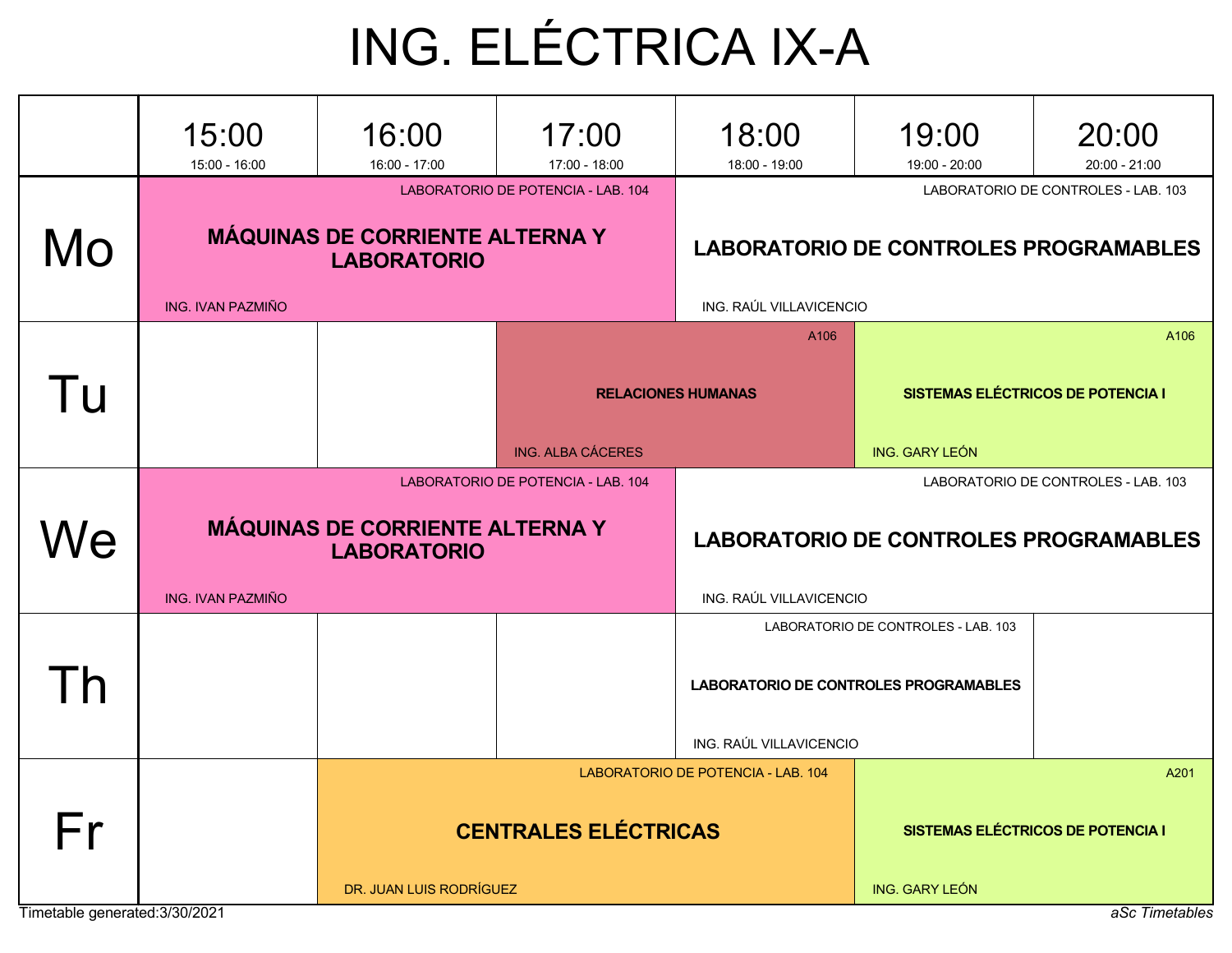# ING. ELÉCTRICA IX-A

| | 15:00<br>15:00 - 16:00 | 16:00<br>16:00 - 17:00 | 17:00<br>17:00 - 18:00 | 18:00<br>18:00 - 19:00 | 19:00<br>19:00 - 20:00 | 20:00<br>20:00 - 21:00 |
|---|---|---|---|---|---|---|
| Mo | LABORATORIO DE POTENCIA - LAB. 104<br>**MÁQUINAS DE CORRIENTE ALTERNA Y LABORATORIO**<br>ING. IVAN PAZMIÑO | | | LABORATORIO DE CONTROLES - LAB. 103<br>**LABORATORIO DE CONTROLES PROGRAMABLES**<br>ING. RAÚL VILLAVICENCIO | | |
| Tu | | | A106<br>**RELACIONES HUMANAS**<br>ING. ALBA CÁCERES | | A106<br>**SISTEMAS ELÉCTRICOS DE POTENCIA I**<br>ING. GARY LEÓN | |
| We | LABORATORIO DE POTENCIA - LAB. 104<br>**MÁQUINAS DE CORRIENTE ALTERNA Y LABORATORIO**<br>ING. IVAN PAZMIÑO | | | LABORATORIO DE CONTROLES - LAB. 103<br>**LABORATORIO DE CONTROLES PROGRAMABLES**<br>ING. RAÚL VILLAVICENCIO | | |
| Th | | | | LABORATORIO DE CONTROLES - LAB. 103<br>**LABORATORIO DE CONTROLES PROGRAMABLES**<br>ING. RAÚL VILLAVICENCIO | | |
| Fr | | LABORATORIO DE POTENCIA - LAB. 104<br>**CENTRALES ELÉCTRICAS**<br>DR. JUAN LUIS RODRÍGUEZ | | | A201<br>**SISTEMAS ELÉCTRICOS DE POTENCIA I**<br>ING. GARY LEÓN | |

Timetable generated:3/30/2021

*aSc Timetables*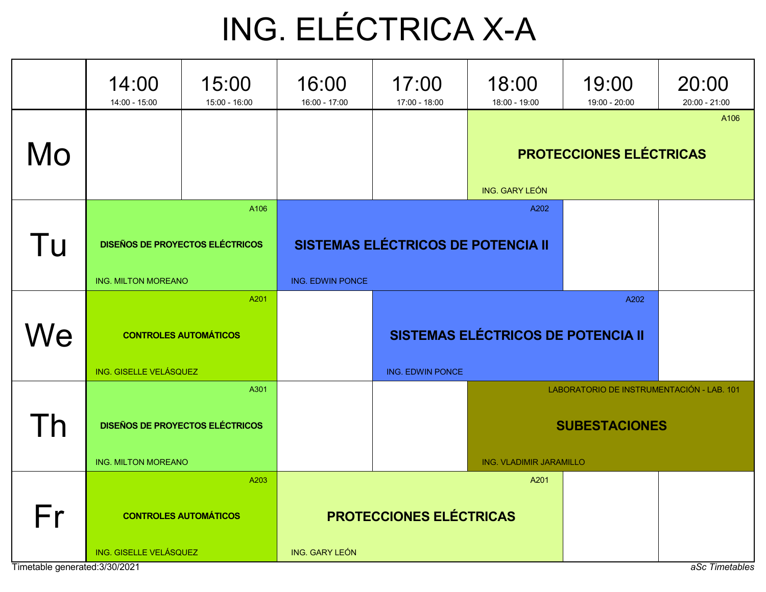# ING. ELÉCTRICA X-A

| | 14:00<br>14:00 - 15:00 | 15:00<br>15:00 - 16:00 | 16:00<br>16:00 - 17:00 | 17:00<br>17:00 - 18:00 | 18:00<br>18:00 - 19:00 | 19:00<br>19:00 - 20:00 | 20:00<br>20:00 - 21:00 |
|---|---|---|---|---|---|---|---|
| Mo | | | | | A106 **PROTECCIONES ELÉCTRICAS** ING. GARY LEÓN | | |
| Tu | A106 **DISEÑOS DE PROYECTOS ELÉCTRICOS** ING. MILTON MOREANO | | A202 **SISTEMAS ELÉCTRICOS DE POTENCIA II** ING. EDWIN PONCE | | | | |
| We | A201 **CONTROLES AUTOMÁTICOS** ING. GISELLE VELÁSQUEZ | | | A202 **SISTEMAS ELÉCTRICOS DE POTENCIA II** ING. EDWIN PONCE | | | |
| Th | A301 **DISEÑOS DE PROYECTOS ELÉCTRICOS** ING. MILTON MOREANO | | | | LABORATORIO DE INSTRUMENTACIÓN - LAB. 101 **SUBESTACIONES** ING. VLADIMIR JARAMILLO | | |
| Fr | A203 **CONTROLES AUTOMÁTICOS** ING. GISELLE VELÁSQUEZ | | A201 **PROTECCIONES ELÉCTRICAS** ING. GARY LEÓN | | | | |

Timetable generated:3/30/2021

*aSc Timetables*